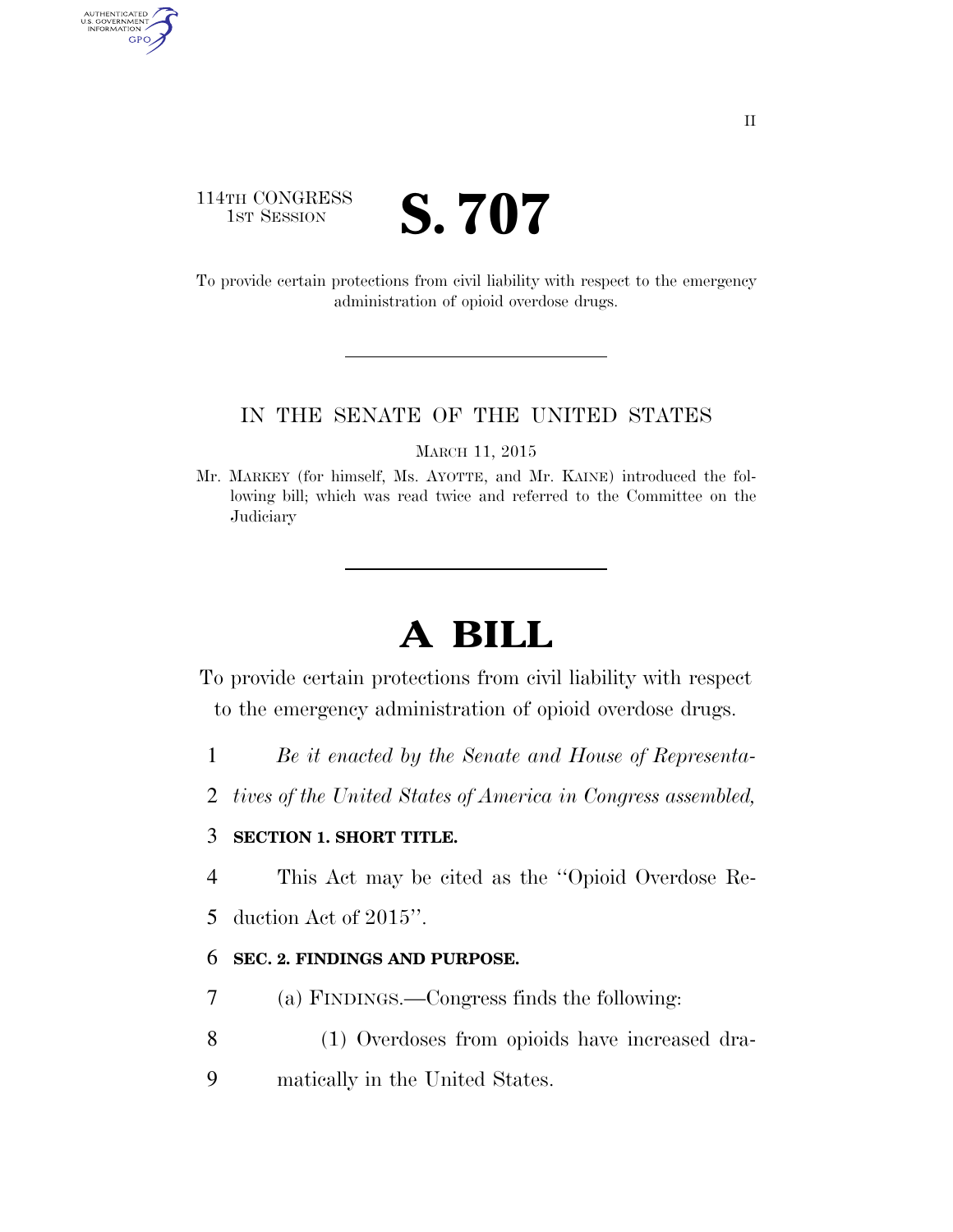114TH CONGRESS
1ST SESSION

# S. 707

To provide certain protections from civil liability with respect to the emergency administration of opioid overdose drugs.

IN THE SENATE OF THE UNITED STATES

MARCH 11, 2015

Mr. MARKEY (for himself, Ms. AYOTTE, and Mr. KAINE) introduced the following bill; which was read twice and referred to the Committee on the Judiciary

# A BILL

To provide certain protections from civil liability with respect to the emergency administration of opioid overdose drugs.

1 *Be it enacted by the Senate and House of Representa-*
2 *tives of the United States of America in Congress assembled,*

3 **SECTION 1. SHORT TITLE.**

4 This Act may be cited as the ''Opioid Overdose Re-
5 duction Act of 2015''.

6 **SEC. 2. FINDINGS AND PURPOSE.**

7 (a) FINDINGS.—Congress finds the following:

8 (1) Overdoses from opioids have increased dra-
9 matically in the United States.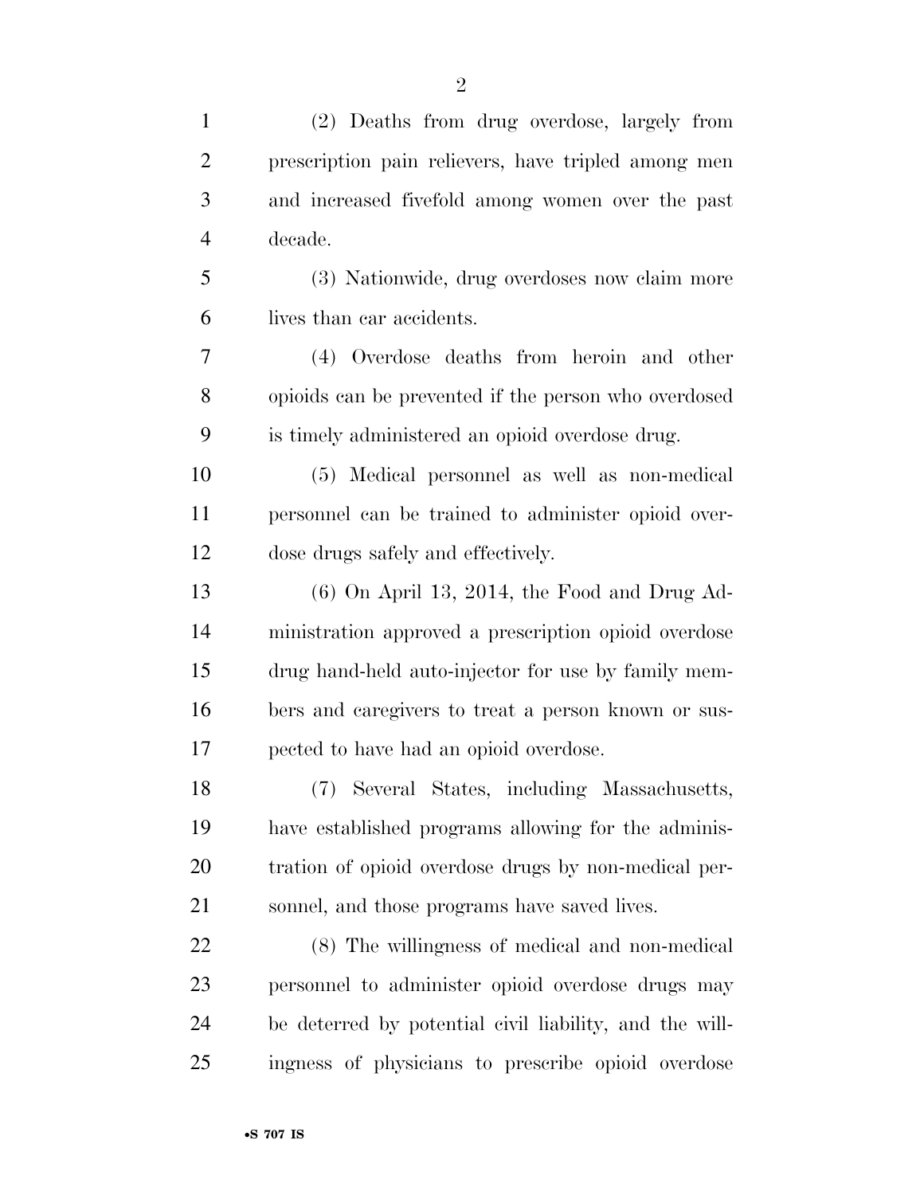(2) Deaths from drug overdose, largely from prescription pain relievers, have tripled among men and increased fivefold among women over the past decade.

(3) Nationwide, drug overdoses now claim more lives than car accidents.

(4) Overdose deaths from heroin and other opioids can be prevented if the person who overdosed is timely administered an opioid overdose drug.

(5) Medical personnel as well as non-medical personnel can be trained to administer opioid overdose drugs safely and effectively.

(6) On April 13, 2014, the Food and Drug Administration approved a prescription opioid overdose drug hand-held auto-injector for use by family members and caregivers to treat a person known or suspected to have had an opioid overdose.

(7) Several States, including Massachusetts, have established programs allowing for the administration of opioid overdose drugs by non-medical personnel, and those programs have saved lives.

(8) The willingness of medical and non-medical personnel to administer opioid overdose drugs may be deterred by potential civil liability, and the willingness of physicians to prescribe opioid overdose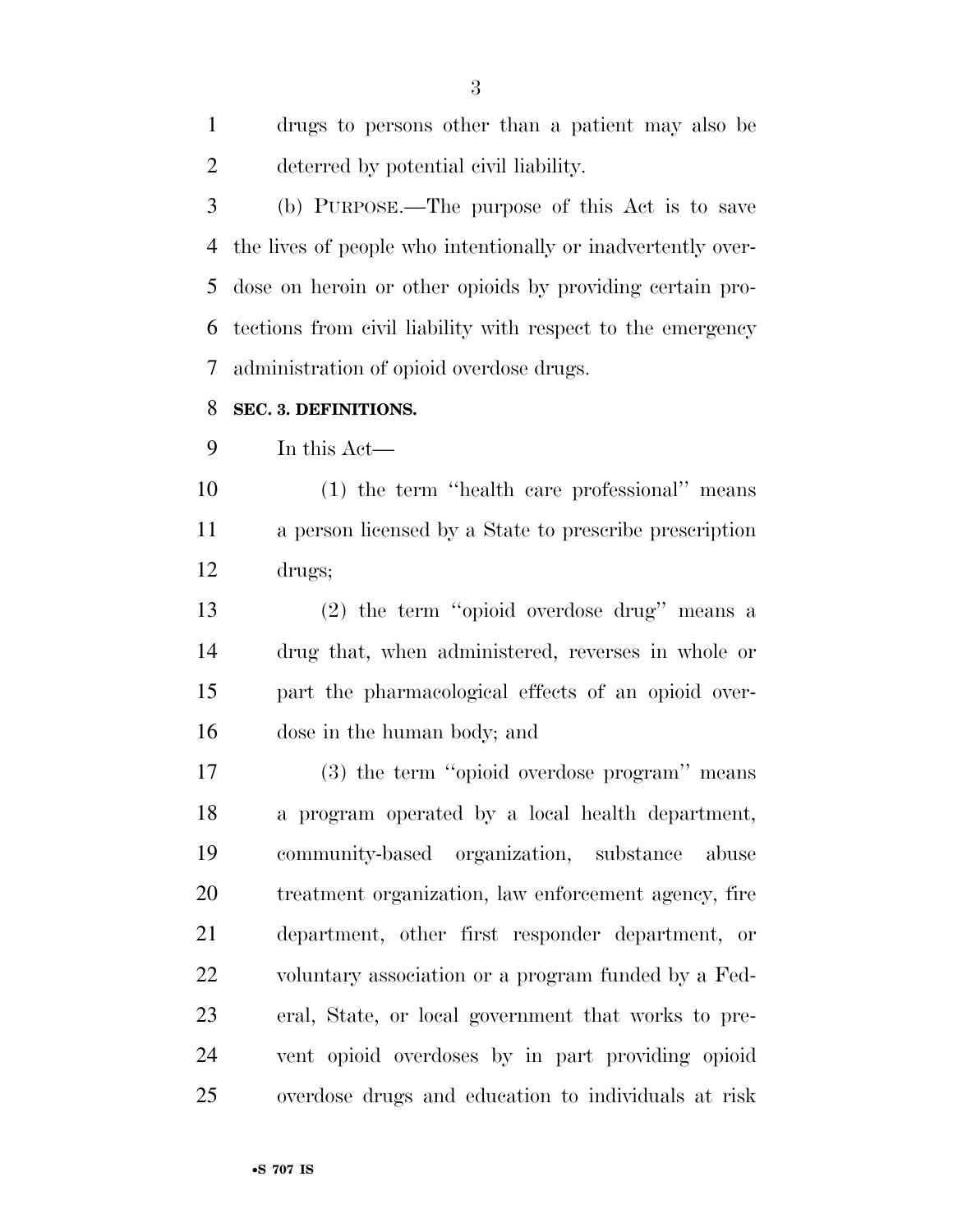drugs to persons other than a patient may also be deterred by potential civil liability.

(b) PURPOSE.—The purpose of this Act is to save the lives of people who intentionally or inadvertently overdose on heroin or other opioids by providing certain protections from civil liability with respect to the emergency administration of opioid overdose drugs.

**SEC. 3. DEFINITIONS.**

In this Act—

(1) the term ''health care professional'' means a person licensed by a State to prescribe prescription drugs;

(2) the term ''opioid overdose drug'' means a drug that, when administered, reverses in whole or part the pharmacological effects of an opioid overdose in the human body; and

(3) the term ''opioid overdose program'' means a program operated by a local health department, community-based organization, substance abuse treatment organization, law enforcement agency, fire department, other first responder department, or voluntary association or a program funded by a Federal, State, or local government that works to prevent opioid overdoses by in part providing opioid overdose drugs and education to individuals at risk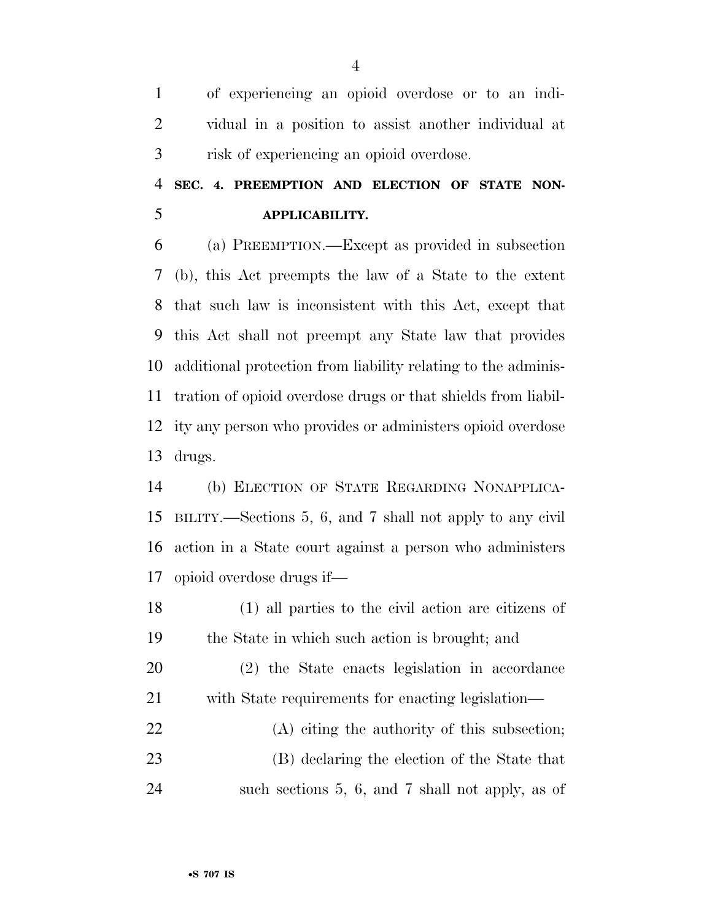of experiencing an opioid overdose or to an individual in a position to assist another individual at risk of experiencing an opioid overdose.

## SEC. 4. PREEMPTION AND ELECTION OF STATE NON-APPLICABILITY.

(a) PREEMPTION.—Except as provided in subsection (b), this Act preempts the law of a State to the extent that such law is inconsistent with this Act, except that this Act shall not preempt any State law that provides additional protection from liability relating to the administration of opioid overdose drugs or that shields from liability any person who provides or administers opioid overdose drugs.

(b) ELECTION OF STATE REGARDING NONAPPLICABILITY.—Sections 5, 6, and 7 shall not apply to any civil action in a State court against a person who administers opioid overdose drugs if—

(1) all parties to the civil action are citizens of the State in which such action is brought; and

(2) the State enacts legislation in accordance with State requirements for enacting legislation—

(A) citing the authority of this subsection;

(B) declaring the election of the State that such sections 5, 6, and 7 shall not apply, as of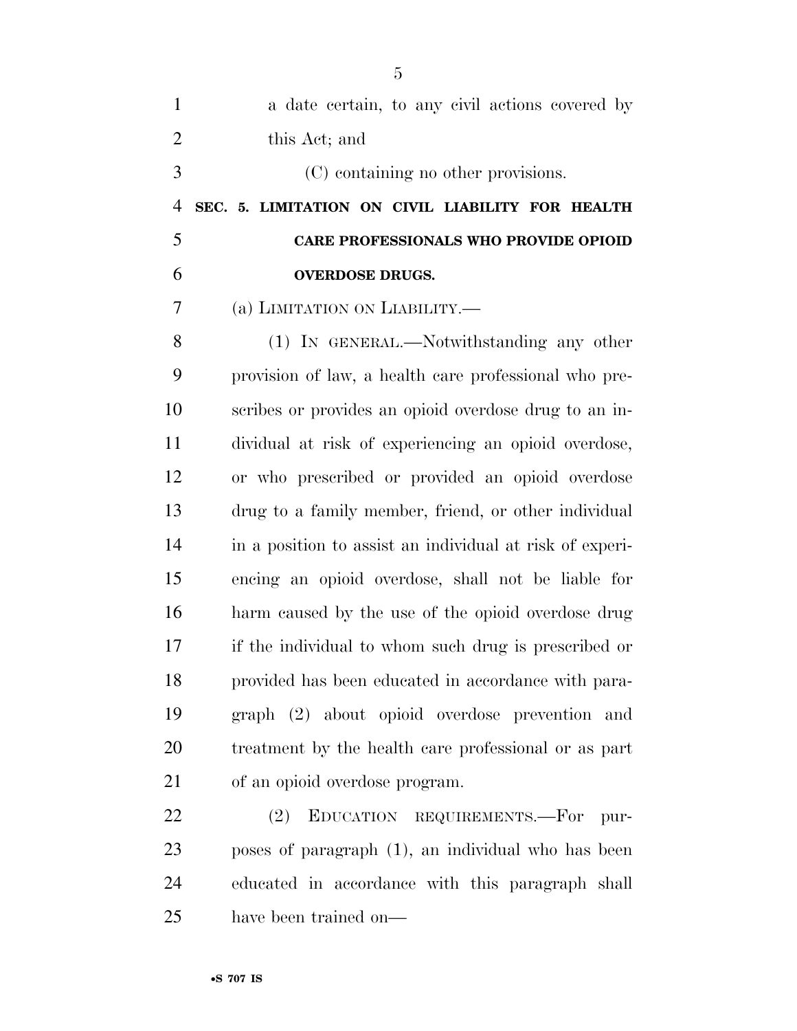a date certain, to any civil actions covered by this Act; and

(C) containing no other provisions.

### SEC. 5. LIMITATION ON CIVIL LIABILITY FOR HEALTH CARE PROFESSIONALS WHO PROVIDE OPIOID OVERDOSE DRUGS.

(a) LIMITATION ON LIABILITY.—

(1) IN GENERAL.—Notwithstanding any other provision of law, a health care professional who prescribes or provides an opioid overdose drug to an individual at risk of experiencing an opioid overdose, or who prescribed or provided an opioid overdose drug to a family member, friend, or other individual in a position to assist an individual at risk of experiencing an opioid overdose, shall not be liable for harm caused by the use of the opioid overdose drug if the individual to whom such drug is prescribed or provided has been educated in accordance with paragraph (2) about opioid overdose prevention and treatment by the health care professional or as part of an opioid overdose program.

(2) EDUCATION REQUIREMENTS.—For purposes of paragraph (1), an individual who has been educated in accordance with this paragraph shall have been trained on—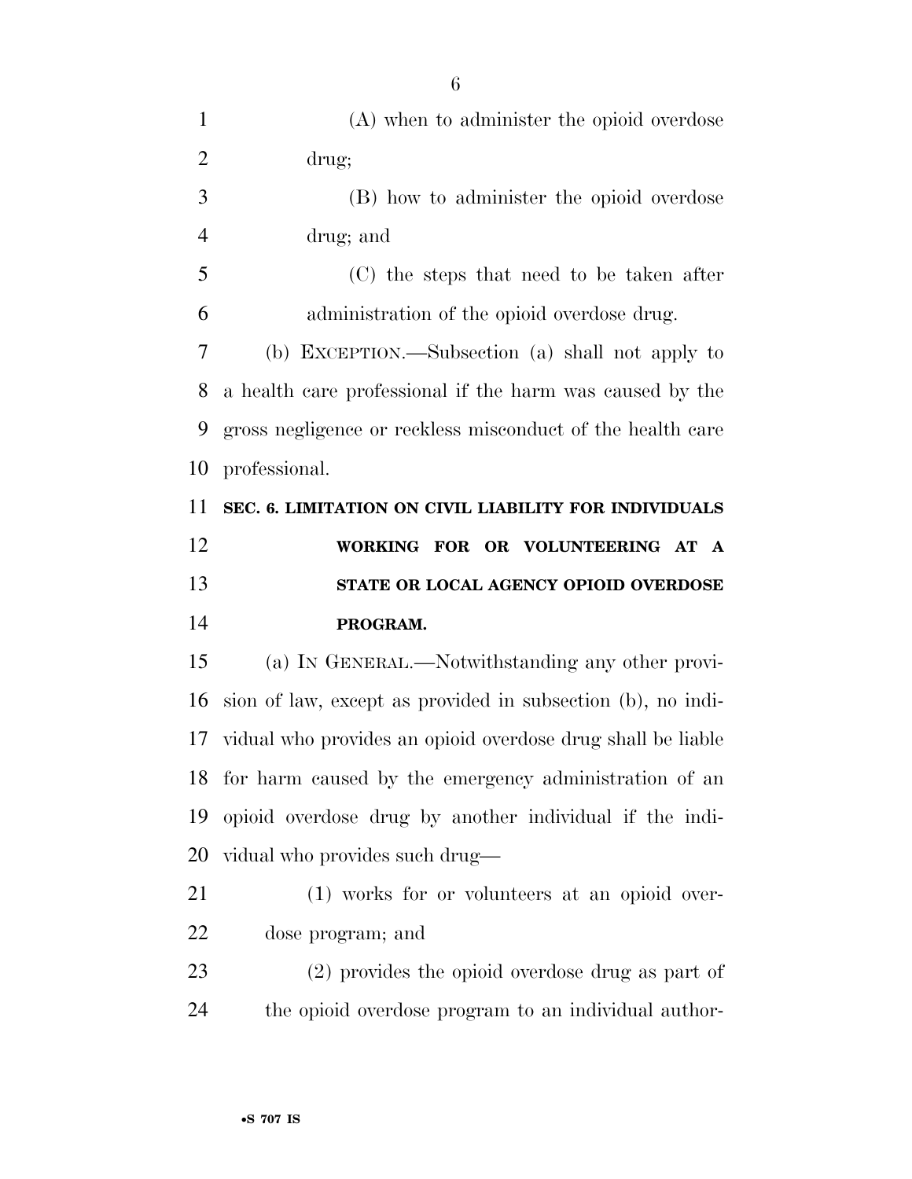(A) when to administer the opioid overdose drug;

(B) how to administer the opioid overdose drug; and

(C) the steps that need to be taken after administration of the opioid overdose drug.

(b) EXCEPTION.—Subsection (a) shall not apply to a health care professional if the harm was caused by the gross negligence or reckless misconduct of the health care professional.

## SEC. 6. LIMITATION ON CIVIL LIABILITY FOR INDIVIDUALS WORKING FOR OR VOLUNTEERING AT A STATE OR LOCAL AGENCY OPIOID OVERDOSE PROGRAM.

(a) IN GENERAL.—Notwithstanding any other provision of law, except as provided in subsection (b), no individual who provides an opioid overdose drug shall be liable for harm caused by the emergency administration of an opioid overdose drug by another individual if the individual who provides such drug—

(1) works for or volunteers at an opioid overdose program; and

(2) provides the opioid overdose drug as part of the opioid overdose program to an individual author-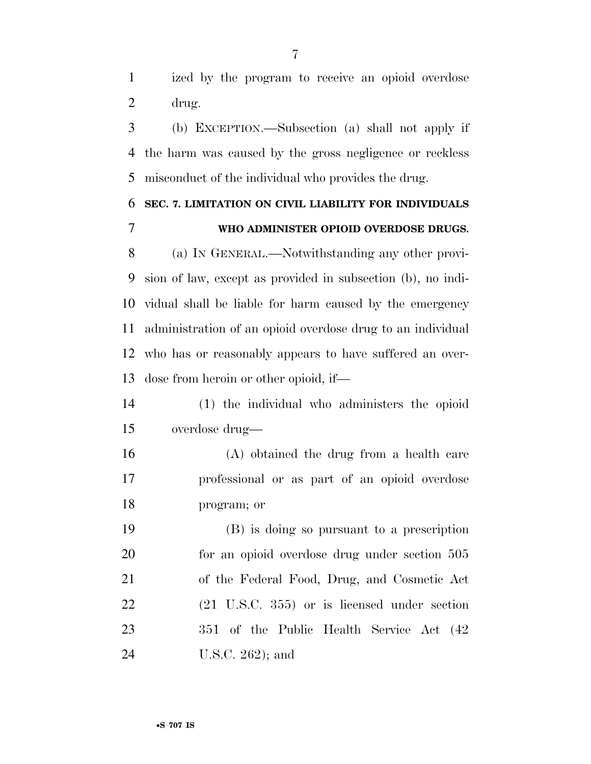ized by the program to receive an opioid overdose drug.

(b) EXCEPTION.—Subsection (a) shall not apply if the harm was caused by the gross negligence or reckless misconduct of the individual who provides the drug.

## SEC. 7. LIMITATION ON CIVIL LIABILITY FOR INDIVIDUALS WHO ADMINISTER OPIOID OVERDOSE DRUGS.

(a) IN GENERAL.—Notwithstanding any other provision of law, except as provided in subsection (b), no individual shall be liable for harm caused by the emergency administration of an opioid overdose drug to an individual who has or reasonably appears to have suffered an overdose from heroin or other opioid, if—

(1) the individual who administers the opioid overdose drug—

(A) obtained the drug from a health care professional or as part of an opioid overdose program; or

(B) is doing so pursuant to a prescription for an opioid overdose drug under section 505 of the Federal Food, Drug, and Cosmetic Act (21 U.S.C. 355) or is licensed under section 351 of the Public Health Service Act (42 U.S.C. 262); and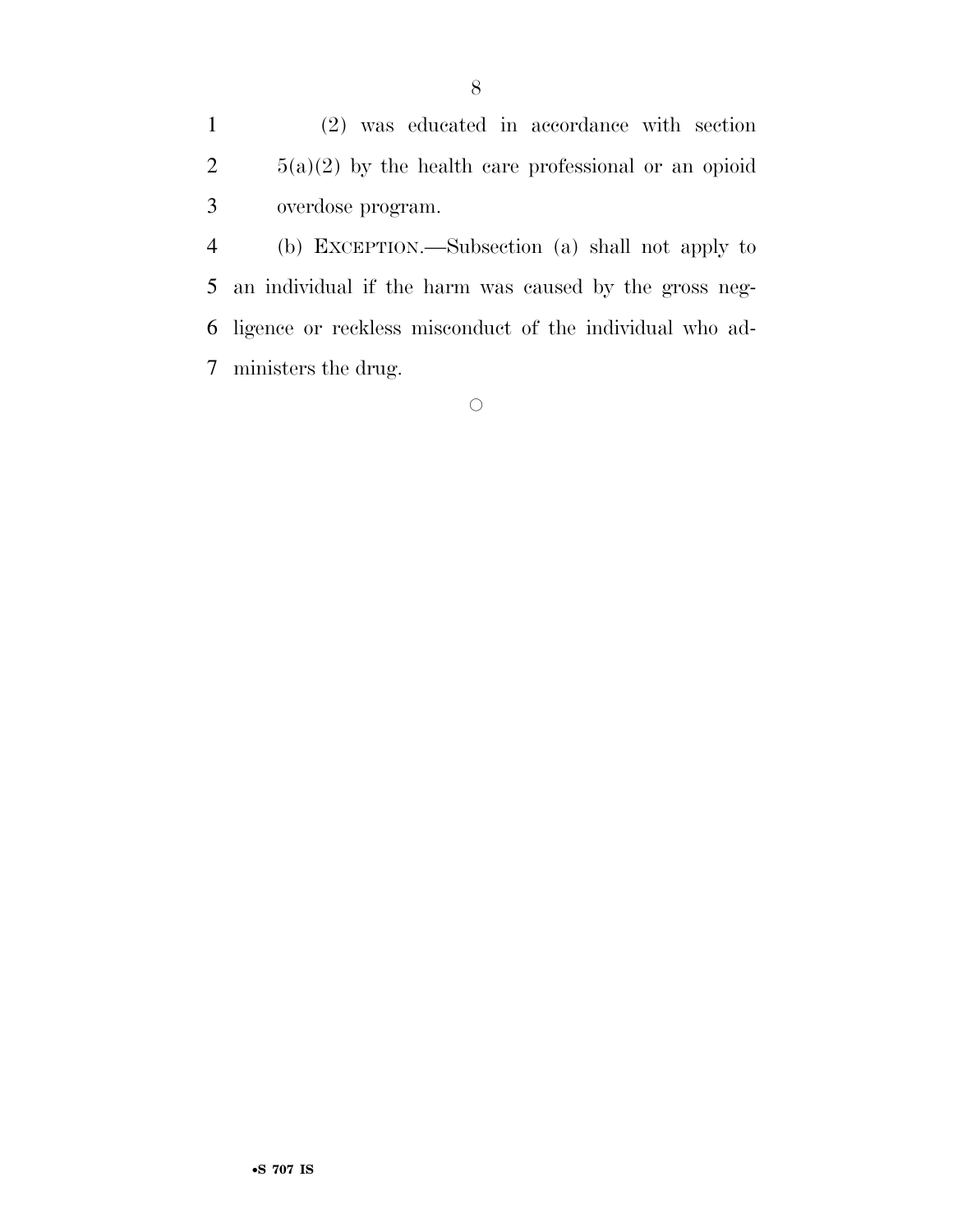(2) was educated in accordance with section 5(a)(2) by the health care professional or an opioid overdose program.

(b) EXCEPTION.—Subsection (a) shall not apply to an individual if the harm was caused by the gross negligence or reckless misconduct of the individual who administers the drug.

○